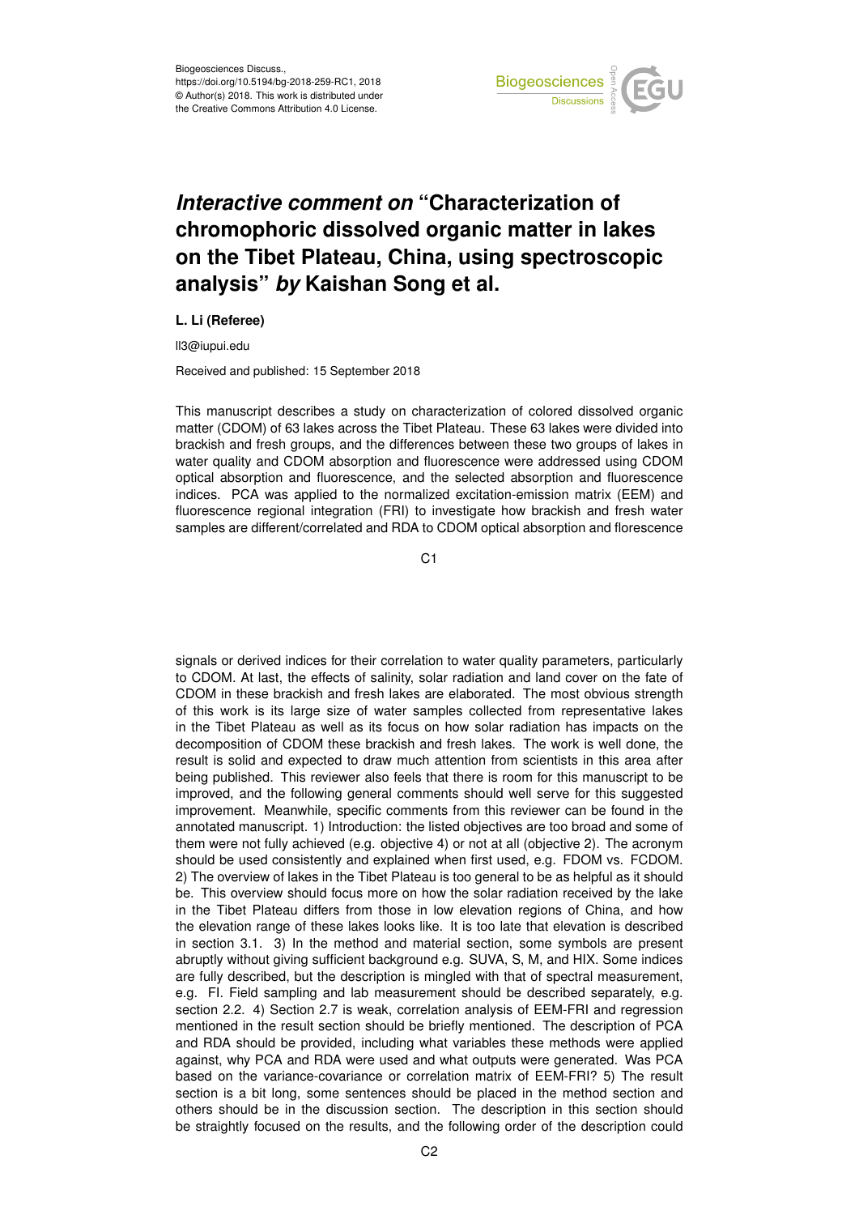Biogeosciences Discuss.,
https://doi.org/10.5194/bg-2018-259-RC1, 2018
© Author(s) 2018. This work is distributed under
the Creative Commons Attribution 4.0 License.

# *Interactive comment on* "Characterization of chromophoric dissolved organic matter in lakes on the Tibet Plateau, China, using spectroscopic analysis" *by* Kaishan Song et al.

**L. Li (Referee)**

ll3@iupui.edu

Received and published: 15 September 2018

This manuscript describes a study on characterization of colored dissolved organic matter (CDOM) of 63 lakes across the Tibet Plateau. These 63 lakes were divided into brackish and fresh groups, and the differences between these two groups of lakes in water quality and CDOM absorption and fluorescence were addressed using CDOM optical absorption and fluorescence, and the selected absorption and fluorescence indices. PCA was applied to the normalized excitation-emission matrix (EEM) and fluorescence regional integration (FRI) to investigate how brackish and fresh water samples are different/correlated and RDA to CDOM optical absorption and florescence signals or derived indices for their correlation to water quality parameters, particularly to CDOM. At last, the effects of salinity, solar radiation and land cover on the fate of CDOM in these brackish and fresh lakes are elaborated. The most obvious strength of this work is its large size of water samples collected from representative lakes in the Tibet Plateau as well as its focus on how solar radiation has impacts on the decomposition of CDOM these brackish and fresh lakes. The work is well done, the result is solid and expected to draw much attention from scientists in this area after being published. This reviewer also feels that there is room for this manuscript to be improved, and the following general comments should well serve for this suggested improvement. Meanwhile, specific comments from this reviewer can be found in the annotated manuscript. 1) Introduction: the listed objectives are too broad and some of them were not fully achieved (e.g. objective 4) or not at all (objective 2). The acronym should be used consistently and explained when first used, e.g. FDOM vs. FCDOM. 2) The overview of lakes in the Tibet Plateau is too general to be as helpful as it should be. This overview should focus more on how the solar radiation received by the lake in the Tibet Plateau differs from those in low elevation regions of China, and how the elevation range of these lakes looks like. It is too late that elevation is described in section 3.1. 3) In the method and material section, some symbols are present abruptly without giving sufficient background e.g. SUVA, S, M, and HIX. Some indices are fully described, but the description is mingled with that of spectral measurement, e.g. FI. Field sampling and lab measurement should be described separately, e.g. section 2.2. 4) Section 2.7 is weak, correlation analysis of EEM-FRI and regression mentioned in the result section should be briefly mentioned. The description of PCA and RDA should be provided, including what variables these methods were applied against, why PCA and RDA were used and what outputs were generated. Was PCA based on the variance-covariance or correlation matrix of EEM-FRI? 5) The result section is a bit long, some sentences should be placed in the method section and others should be in the discussion section. The description in this section should be straightly focused on the results, and the following order of the description could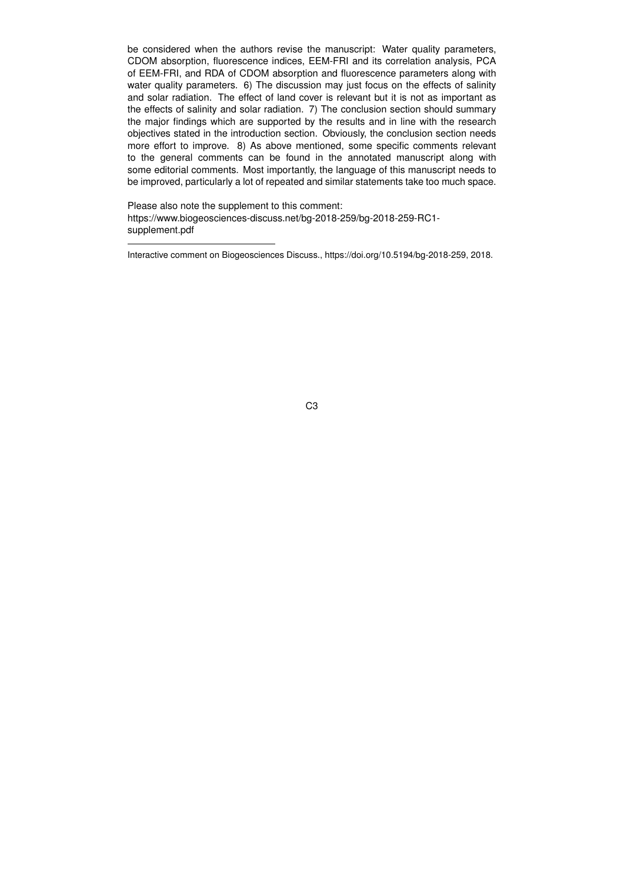be considered when the authors revise the manuscript: Water quality parameters, CDOM absorption, fluorescence indices, EEM-FRI and its correlation analysis, PCA of EEM-FRI, and RDA of CDOM absorption and fluorescence parameters along with water quality parameters. 6) The discussion may just focus on the effects of salinity and solar radiation. The effect of land cover is relevant but it is not as important as the effects of salinity and solar radiation. 7) The conclusion section should summary the major findings which are supported by the results and in line with the research objectives stated in the introduction section. Obviously, the conclusion section needs more effort to improve. 8) As above mentioned, some specific comments relevant to the general comments can be found in the annotated manuscript along with some editorial comments. Most importantly, the language of this manuscript needs to be improved, particularly a lot of repeated and similar statements take too much space.

Please also note the supplement to this comment:
https://www.biogeosciences-discuss.net/bg-2018-259/bg-2018-259-RC1-supplement.pdf

---

Interactive comment on Biogeosciences Discuss., https://doi.org/10.5194/bg-2018-259, 2018.